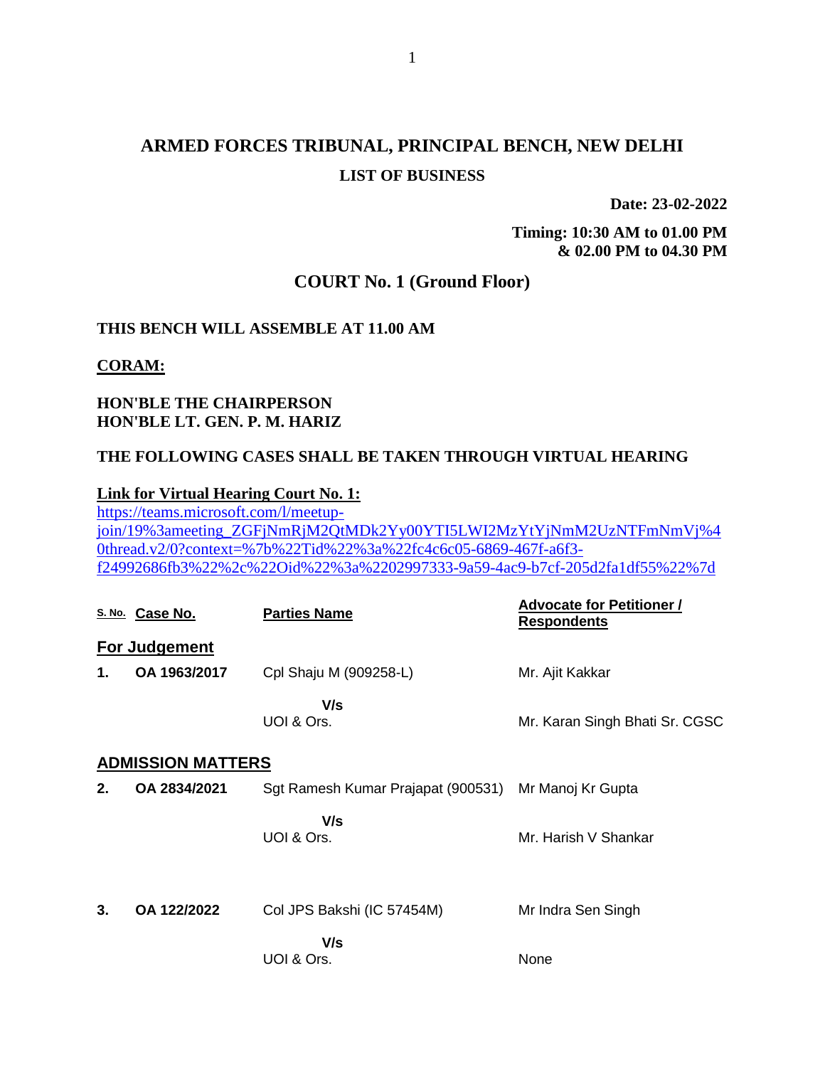# ARMED FORCES TRIBUNAL, PRINCIPAL BENCH, NEW DELHI

## LIST OF BUSINESS

**Date: 23-02-2022**

**Timing: 10:30 AM to 01.00 PM & 02.00 PM to 04.30 PM**

## COURT No. 1 (Ground Floor)

**THIS BENCH WILL ASSEMBLE AT 11.00 AM**

**CORAM:**

**HON'BLE THE CHAIRPERSON**
**HON'BLE LT. GEN. P. M. HARIZ**

**THE FOLLOWING CASES SHALL BE TAKEN THROUGH VIRTUAL HEARING**

**Link for Virtual Hearing Court No. 1:**
https://teams.microsoft.com/l/meetup-join/19%3ameeting_ZGFjNmRjM2QtMDk2Yy00YTI5LWI2MzYtYjNmM2UzNTFmNmVj%40thread.v2/0?context=%7b%22Tid%22%3a%22fc4c6c05-6869-467f-a6f3-f24992686fb3%22%2c%22Oid%22%3a%2202997333-9a59-4ac9-b7cf-205d2fa1df55%22%7d

| S. No. | Case No. | Parties Name | Advocate for Petitioner / Respondents |
|---|---|---|---|
| **For Judgement** | | | |
| **1.** | **OA 1963/2017** | Cpl Shaju M (909258-L) | Mr. Ajit Kakkar |
| | | **V/s** | |
| | | UOI & Ors. | Mr. Karan Singh Bhati Sr. CGSC |
| **ADMISSION MATTERS** | | | |
| **2.** | **OA 2834/2021** | Sgt Ramesh Kumar Prajapat (900531) | Mr Manoj Kr Gupta |
| | | **V/s** | |
| | | UOI & Ors. | Mr. Harish V Shankar |
| **3.** | **OA 122/2022** | Col JPS Bakshi (IC 57454M) | Mr Indra Sen Singh |
| | | **V/s** | |
| | | UOI & Ors. | None |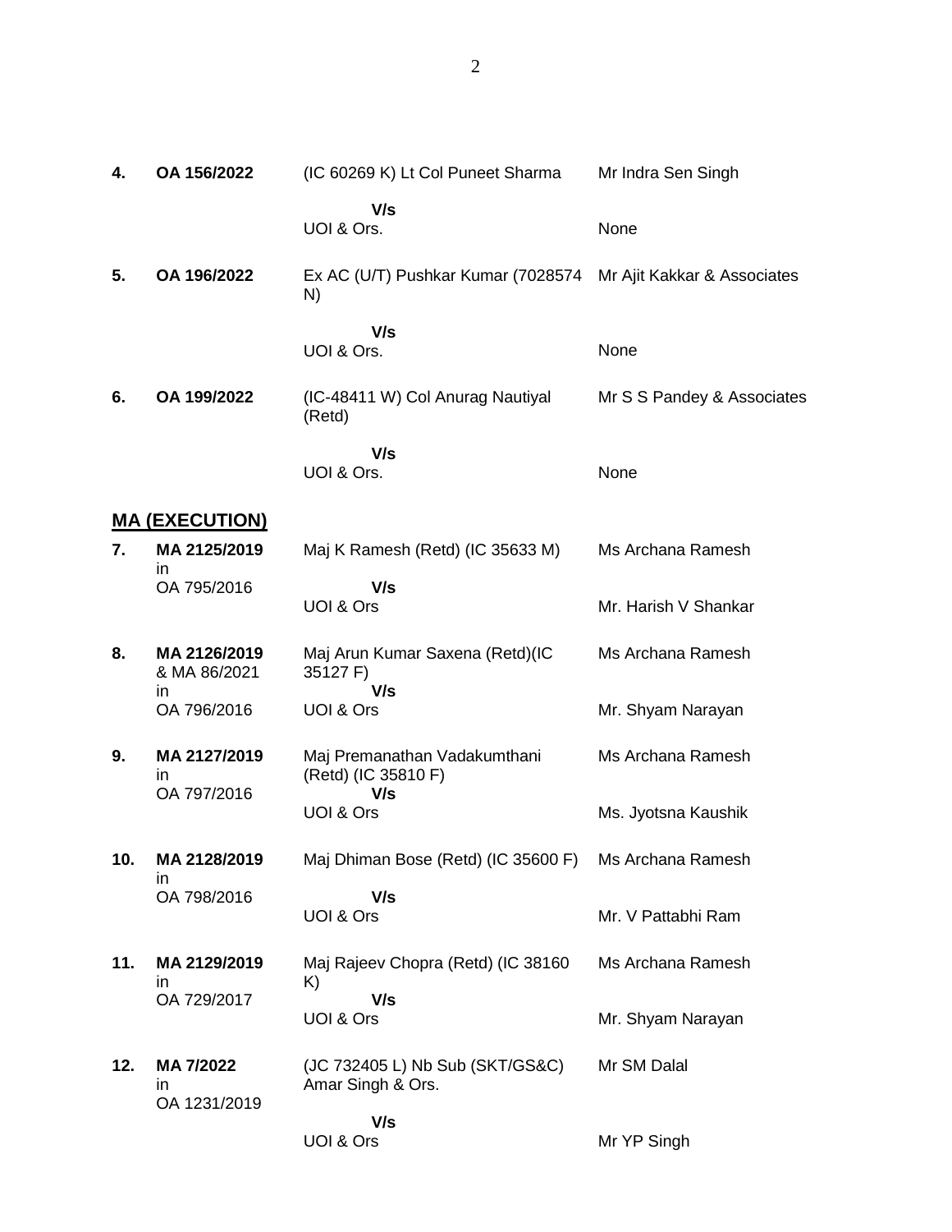| | | | |
|---|---|---|---|
| **4.** | **OA 156/2022** | (IC 60269 K) Lt Col Puneet Sharma | Mr Indra Sen Singh |
| | | **V/s** | |
| | | UOI & Ors. | None |
| **5.** | **OA 196/2022** | Ex AC (U/T) Pushkar Kumar (7028574 N) | Mr Ajit Kakkar & Associates |
| | | **V/s** | |
| | | UOI & Ors. | None |
| **6.** | **OA 199/2022** | (IC-48411 W) Col Anurag Nautiyal (Retd) | Mr S S Pandey & Associates |
| | | **V/s** | |
| | | UOI & Ors. | None |

## MA (EXECUTION)

| | | | |
|---|---|---|---|
| **7.** | **MA 2125/2019** in OA 795/2016 | Maj K Ramesh (Retd) (IC 35633 M) | Ms Archana Ramesh |
| | | **V/s** | |
| | | UOI & Ors | Mr. Harish V Shankar |
| **8.** | **MA 2126/2019** & MA 86/2021 in OA 796/2016 | Maj Arun Kumar Saxena (Retd)(IC 35127 F) | Ms Archana Ramesh |
| | | **V/s** | |
| | | UOI & Ors | Mr. Shyam Narayan |
| **9.** | **MA 2127/2019** in OA 797/2016 | Maj Premanathan Vadakumthani (Retd) (IC 35810 F) | Ms Archana Ramesh |
| | | **V/s** | |
| | | UOI & Ors | Ms. Jyotsna Kaushik |
| **10.** | **MA 2128/2019** in OA 798/2016 | Maj Dhiman Bose (Retd) (IC 35600 F) | Ms Archana Ramesh |
| | | **V/s** | |
| | | UOI & Ors | Mr. V Pattabhi Ram |
| **11.** | **MA 2129/2019** in OA 729/2017 | Maj Rajeev Chopra (Retd) (IC 38160 K) | Ms Archana Ramesh |
| | | **V/s** | |
| | | UOI & Ors | Mr. Shyam Narayan |
| **12.** | **MA 7/2022** in OA 1231/2019 | (JC 732405 L) Nb Sub (SKT/GS&C) Amar Singh & Ors. | Mr SM Dalal |
| | | **V/s** | |
| | | UOI & Ors | Mr YP Singh |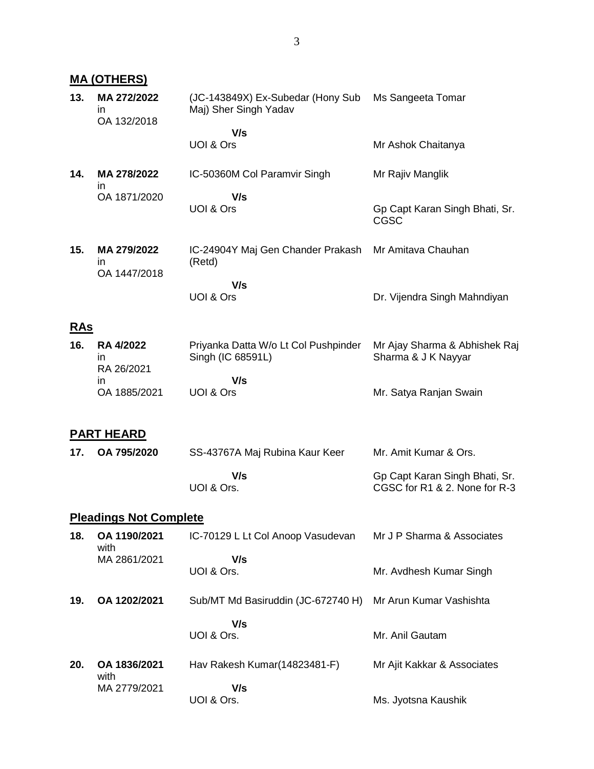## MA (OTHERS)

| | | | |
|---|---|---|---|
| **13.** | **MA 272/2022** in OA 132/2018 | (JC-143849X) Ex-Subedar (Hony Sub Maj) Sher Singh Yadav | Ms Sangeeta Tomar |
| | | **V/s** UOI & Ors | Mr Ashok Chaitanya |
| **14.** | **MA 278/2022** in OA 1871/2020 | IC-50360M Col Paramvir Singh | Mr Rajiv Manglik |
| | | **V/s** UOI & Ors | Gp Capt Karan Singh Bhati, Sr. CGSC |
| **15.** | **MA 279/2022** in OA 1447/2018 | IC-24904Y Maj Gen Chander Prakash (Retd) | Mr Amitava Chauhan |
| | | **V/s** UOI & Ors | Dr. Vijendra Singh Mahndiyan |

## RAs

| | | | |
|---|---|---|---|
| **16.** | **RA 4/2022** in RA 26/2021 in OA 1885/2021 | Priyanka Datta W/o Lt Col Pushpinder Singh (IC 68591L) | Mr Ajay Sharma & Abhishek Raj Sharma & J K Nayyar |
| | | **V/s** UOI & Ors | Mr. Satya Ranjan Swain |

## PART HEARD

| | | | |
|---|---|---|---|
| **17.** | **OA 795/2020** | SS-43767A Maj Rubina Kaur Keer | Mr. Amit Kumar & Ors. |
| | | **V/s** UOI & Ors. | Gp Capt Karan Singh Bhati, Sr. CGSC for R1 & 2. None for R-3 |

## Pleadings Not Complete

| | | | |
|---|---|---|---|
| **18.** | **OA 1190/2021** with MA 2861/2021 | IC-70129 L Lt Col Anoop Vasudevan | Mr J P Sharma & Associates |
| | | **V/s** UOI & Ors. | Mr. Avdhesh Kumar Singh |
| **19.** | **OA 1202/2021** | Sub/MT Md Basiruddin (JC-672740 H) | Mr Arun Kumar Vashishta |
| | | **V/s** UOI & Ors. | Mr. Anil Gautam |
| **20.** | **OA 1836/2021** with MA 2779/2021 | Hav Rakesh Kumar(14823481-F) | Mr Ajit Kakkar & Associates |
| | | **V/s** UOI & Ors. | Ms. Jyotsna Kaushik |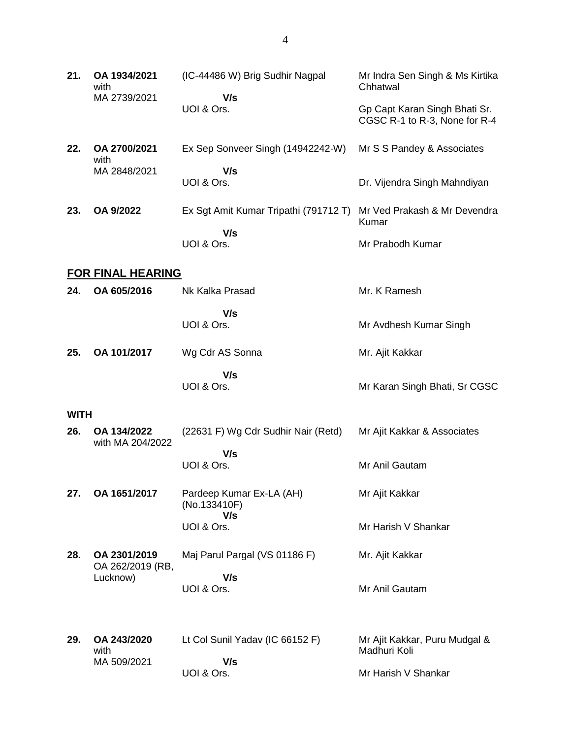| No. | Case No. | Parties | Counsel |
|---|---|---|---|
| **21.** | **OA 1934/2021** with MA 2739/2021 | (IC-44486 W) Brig Sudhir Nagpal **V/s** UOI & Ors. | Mr Indra Sen Singh & Ms Kirtika Chhatwal<br>Gp Capt Karan Singh Bhati Sr. CGSC R-1 to R-3, None for R-4 |
| **22.** | **OA 2700/2021** with MA 2848/2021 | Ex Sep Sonveer Singh (14942242-W) **V/s** UOI & Ors. | Mr S S Pandey & Associates<br>Dr. Vijendra Singh Mahndiyan |
| **23.** | **OA 9/2022** | Ex Sgt Amit Kumar Tripathi (791712 T) **V/s** UOI & Ors. | Mr Ved Prakash & Mr Devendra Kumar<br>Mr Prabodh Kumar |

## <u>FOR FINAL HEARING</u>

| No. | Case No. | Parties | Counsel |
|---|---|---|---|
| **24.** | **OA 605/2016** | Nk Kalka Prasad **V/s** UOI & Ors. | Mr. K Ramesh<br>Mr Avdhesh Kumar Singh |
| **25.** | **OA 101/2017** | Wg Cdr AS Sonna **V/s** UOI & Ors. | Mr. Ajit Kakkar<br>Mr Karan Singh Bhati, Sr CGSC |

**WITH**

| No. | Case No. | Parties | Counsel |
|---|---|---|---|
| **26.** | **OA 134/2022** with MA 204/2022 | (22631 F) Wg Cdr Sudhir Nair (Retd) **V/s** UOI & Ors. | Mr Ajit Kakkar & Associates<br>Mr Anil Gautam |
| **27.** | **OA 1651/2017** | Pardeep Kumar Ex-LA (AH) (No.133410F) **V/s** UOI & Ors. | Mr Ajit Kakkar<br>Mr Harish V Shankar |
| **28.** | **OA 2301/2019** OA 262/2019 (RB, Lucknow) | Maj Parul Pargal (VS 01186 F) **V/s** UOI & Ors. | Mr. Ajit Kakkar<br>Mr Anil Gautam |
| **29.** | **OA 243/2020** with MA 509/2021 | Lt Col Sunil Yadav (IC 66152 F) **V/s** UOI & Ors. | Mr Ajit Kakkar, Puru Mudgal & Madhuri Koli<br>Mr Harish V Shankar |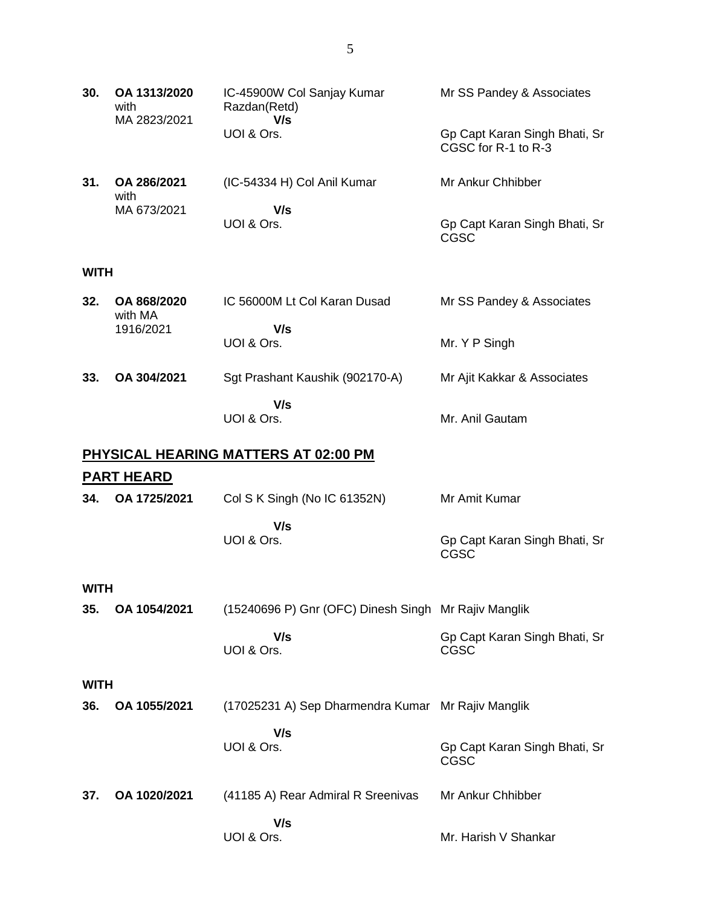| | | | |
|---|---|---|---|
| **30.** | **OA 1313/2020** with MA 2823/2021 | IC-45900W Col Sanjay Kumar Razdan(Retd) **V/s** UOI & Ors. | Mr SS Pandey & Associates<br><br>Gp Capt Karan Singh Bhati, Sr CGSC for R-1 to R-3 |
| **31.** | **OA 286/2021** with MA 673/2021 | (IC-54334 H) Col Anil Kumar **V/s** UOI & Ors. | Mr Ankur Chhibber<br><br>Gp Capt Karan Singh Bhati, Sr CGSC |

**WITH**

| | | | |
|---|---|---|---|
| **32.** | **OA 868/2020** with MA 1916/2021 | IC 56000M Lt Col Karan Dusad **V/s** UOI & Ors. | Mr SS Pandey & Associates<br><br>Mr. Y P Singh |
| **33.** | **OA 304/2021** | Sgt Prashant Kaushik (902170-A) **V/s** UOI & Ors. | Mr Ajit Kakkar & Associates<br><br>Mr. Anil Gautam |

## PHYSICAL HEARING MATTERS AT 02:00 PM

### PART HEARD

| | | | |
|---|---|---|---|
| **34.** | **OA 1725/2021** | Col S K Singh (No IC 61352N) **V/s** UOI & Ors. | Mr Amit Kumar<br><br>Gp Capt Karan Singh Bhati, Sr CGSC |

**WITH**

| | | | |
|---|---|---|---|
| **35.** | **OA 1054/2021** | (15240696 P) Gnr (OFC) Dinesh Singh **V/s** UOI & Ors. | Mr Rajiv Manglik<br><br>Gp Capt Karan Singh Bhati, Sr CGSC |

**WITH**

| | | | |
|---|---|---|---|
| **36.** | **OA 1055/2021** | (17025231 A) Sep Dharmendra Kumar **V/s** UOI & Ors. | Mr Rajiv Manglik<br><br>Gp Capt Karan Singh Bhati, Sr CGSC |
| **37.** | **OA 1020/2021** | (41185 A) Rear Admiral R Sreenivas **V/s** UOI & Ors. | Mr Ankur Chhibber<br><br>Mr. Harish V Shankar |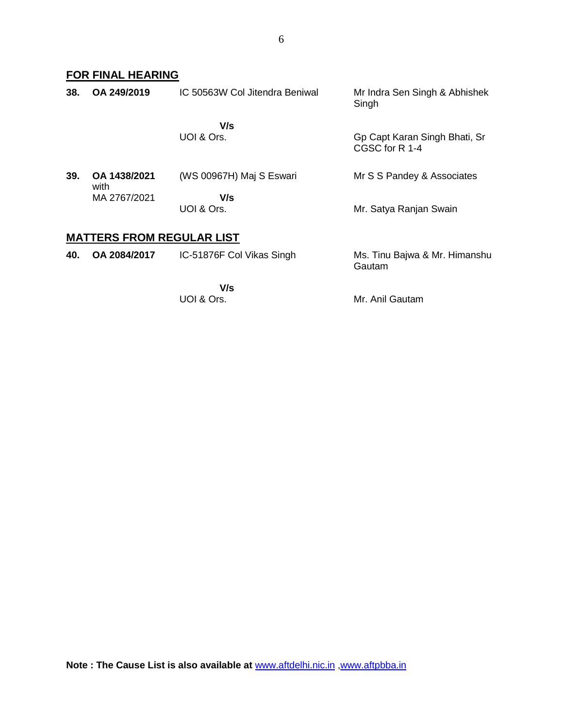## FOR FINAL HEARING

| | | | |
|---|---|---|---|
| **38.** | **OA 249/2019** | IC 50563W Col Jitendra Beniwal | Mr Indra Sen Singh & Abhishek Singh |
| | | **V/s** UOI & Ors. | Gp Capt Karan Singh Bhati, Sr CGSC for R 1-4 |
| **39.** | **OA 1438/2021** with MA 2767/2021 | (WS 00967H) Maj S Eswari | Mr S S Pandey & Associates |
| | | **V/s** UOI & Ors. | Mr. Satya Ranjan Swain |

## MATTERS FROM REGULAR LIST

| | | | |
|---|---|---|---|
| **40.** | **OA 2084/2017** | IC-51876F Col Vikas Singh | Ms. Tinu Bajwa & Mr. Himanshu Gautam |
| | | **V/s** UOI & Ors. | Mr. Anil Gautam |

**Note : The Cause List is also available at** www.aftdelhi.nic.in ,www.aftpbba.in